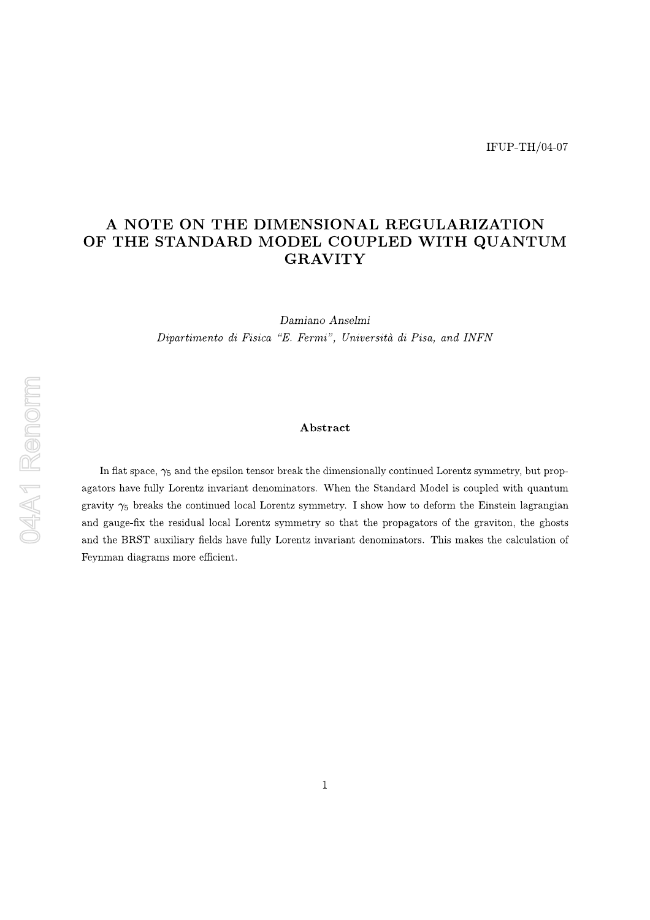IFUP-TH/04-07

# A NOTE ON THE DIMENSIONAL REGULARIZATION OF THE STANDARD MODEL COUPLED WITH QUANTUM GRAVITY

*Damiano Anselmi*

*Dipartimento di Fisica "E. Fermi", Università di Pisa, and INFN*

### Abstract

In flat space, $\gamma_5$ and the epsilon tensor break the dimensionally continued Lorentz symmetry, but propagators have fully Lorentz invariant denominators. When the Standard Model is coupled with quantum gravity $\gamma_5$ breaks the continued local Lorentz symmetry. I show how to deform the Einstein lagrangian and gauge-fix the residual local Lorentz symmetry so that the propagators of the graviton, the ghosts and the BRST auxiliary fields have fully Lorentz invariant denominators. This makes the calculation of Feynman diagrams more efficient.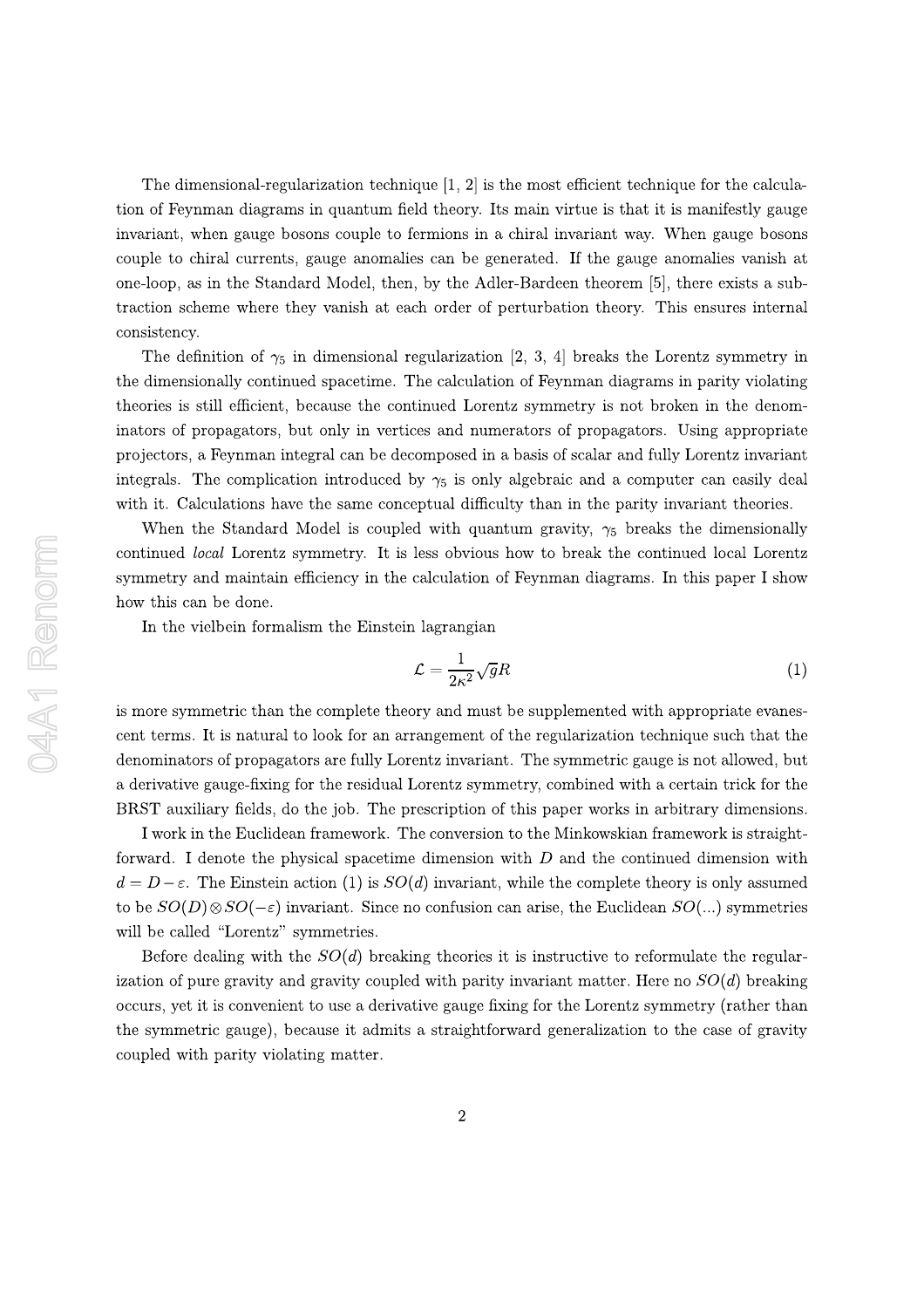The dimensional-regularization technique [1, 2] is the most efficient technique for the calculation of Feynman diagrams in quantum field theory. Its main virtue is that it is manifestly gauge invariant, when gauge bosons couple to fermions in a chiral invariant way. When gauge bosons couple to chiral currents, gauge anomalies can be generated. If the gauge anomalies vanish at one-loop, as in the Standard Model, then, by the Adler-Bardeen theorem [5], there exists a subtraction scheme where they vanish at each order of perturbation theory. This ensures internal consistency.

The definition of $\gamma_5$ in dimensional regularization [2, 3, 4] breaks the Lorentz symmetry in the dimensionally continued spacetime. The calculation of Feynman diagrams in parity violating theories is still efficient, because the continued Lorentz symmetry is not broken in the denominators of propagators, but only in vertices and numerators of propagators. Using appropriate projectors, a Feynman integral can be decomposed in a basis of scalar and fully Lorentz invariant integrals. The complication introduced by $\gamma_5$ is only algebraic and a computer can easily deal with it. Calculations have the same conceptual difficulty than in the parity invariant theories.

When the Standard Model is coupled with quantum gravity, $\gamma_5$ breaks the dimensionally continued *local* Lorentz symmetry. It is less obvious how to break the continued local Lorentz symmetry and maintain efficiency in the calculation of Feynman diagrams. In this paper I show how this can be done.

In the vielbein formalism the Einstein lagrangian

$$\mathcal{L} = \frac{1}{2\kappa^2}\sqrt{g}R \tag{1}$$

is more symmetric than the complete theory and must be supplemented with appropriate evanescent terms. It is natural to look for an arrangement of the regularization technique such that the denominators of propagators are fully Lorentz invariant. The symmetric gauge is not allowed, but a derivative gauge-fixing for the residual Lorentz symmetry, combined with a certain trick for the BRST auxiliary fields, do the job. The prescription of this paper works in arbitrary dimensions.

I work in the Euclidean framework. The conversion to the Minkowskian framework is straightforward. I denote the physical spacetime dimension with $D$ and the continued dimension with $d = D - \varepsilon$. The Einstein action (1) is $SO(d)$ invariant, while the complete theory is only assumed to be $SO(D) \otimes SO(-\varepsilon)$ invariant. Since no confusion can arise, the Euclidean $SO(...)$ symmetries will be called "Lorentz" symmetries.

Before dealing with the $SO(d)$ breaking theories it is instructive to reformulate the regularization of pure gravity and gravity coupled with parity invariant matter. Here no $SO(d)$ breaking occurs, yet it is convenient to use a derivative gauge fixing for the Lorentz symmetry (rather than the symmetric gauge), because it admits a straightforward generalization to the case of gravity coupled with parity violating matter.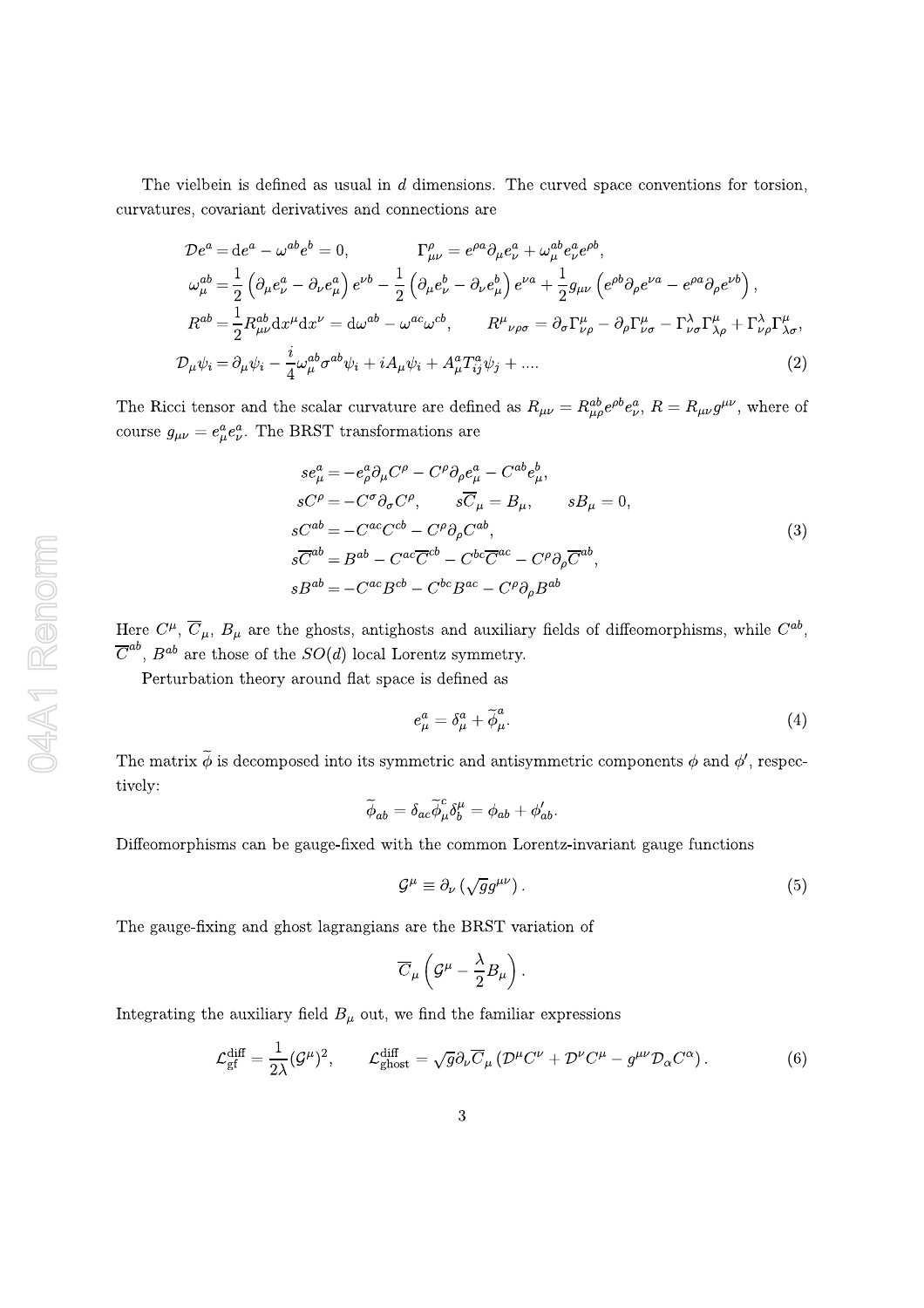The vielbein is defined as usual in $d$ dimensions. The curved space conventions for torsion, curvatures, covariant derivatives and connections are

$$
\begin{aligned}
&\mathcal{D}e^a = \mathrm{d}e^a - \omega^{ab}e^b = 0, \qquad\qquad \Gamma^\rho_{\mu\nu} = e^{\rho a}\partial_\mu e^a_\nu + \omega^{ab}_\mu e^a_\nu e^{\rho b}, \\
&\omega^{ab}_\mu = \frac{1}{2}\left(\partial_\mu e^a_\nu - \partial_\nu e^a_\mu\right)e^{\nu b} - \frac{1}{2}\left(\partial_\mu e^b_\nu - \partial_\nu e^b_\mu\right)e^{\nu a} + \frac{1}{2}g_{\mu\nu}\left(e^{\rho b}\partial_\rho e^{\nu a} - e^{\rho a}\partial_\rho e^{\nu b}\right), \\
&R^{ab} = \frac{1}{2}R^{ab}_{\mu\nu}\mathrm{d}x^\mu \mathrm{d}x^\nu = \mathrm{d}\omega^{ab} - \omega^{ac}\omega^{cb}, \qquad R^\mu{}_{\nu\rho\sigma} = \partial_\sigma\Gamma^\mu_{\nu\rho} - \partial_\rho\Gamma^\mu_{\nu\sigma} - \Gamma^\lambda_{\nu\sigma}\Gamma^\mu_{\lambda\rho} + \Gamma^\lambda_{\nu\rho}\Gamma^\mu_{\lambda\sigma}, \\
&\mathcal{D}_\mu\psi_i = \partial_\mu\psi_i - \frac{i}{4}\omega^{ab}_\mu\sigma^{ab}\psi_i + iA_\mu\psi_i + A^a_\mu T^a_{ij}\psi_j + \ldots . \qquad (2)
\end{aligned}
$$

The Ricci tensor and the scalar curvature are defined as $R_{\mu\nu} = R^{ab}_{\mu\rho}e^{\rho b}e^a_\nu$, $R = R_{\mu\nu}g^{\mu\nu}$, where of course $g_{\mu\nu} = e^a_\mu e^a_\nu$. The BRST transformations are

$$
\begin{aligned}
se^a_\mu &= -e^a_\rho\partial_\mu C^\rho - C^\rho\partial_\rho e^a_\mu - C^{ab}e^b_\mu, \\
sC^\rho &= -C^\sigma\partial_\sigma C^\rho, \qquad s\overline{C}_\mu = B_\mu, \qquad sB_\mu = 0, \\
sC^{ab} &= -C^{ac}C^{cb} - C^\rho\partial_\rho C^{ab}, \qquad\qquad\qquad\qquad (3)\\
s\overline{C}^{ab} &= B^{ab} - C^{ac}\overline{C}^{cb} - C^{bc}\overline{C}^{ac} - C^\rho\partial_\rho\overline{C}^{ab}, \\
sB^{ab} &= -C^{ac}B^{cb} - C^{bc}B^{ac} - C^\rho\partial_\rho B^{ab}
\end{aligned}
$$

Here $C^\mu$, $\overline{C}_\mu$, $B_\mu$ are the ghosts, antighosts and auxiliary fields of diffeomorphisms, while $C^{ab}$, $\overline{C}^{ab}$, $B^{ab}$ are those of the $SO(d)$ local Lorentz symmetry.

Perturbation theory around flat space is defined as

$$
e^a_\mu = \delta^a_\mu + \widetilde{\phi}^a_\mu. \qquad (4)
$$

The matrix $\widetilde{\phi}$ is decomposed into its symmetric and antisymmetric components $\phi$ and $\phi'$, respectively:

$$
\widetilde{\phi}_{ab} = \delta_{ac}\widetilde{\phi}^c_\mu\delta^\mu_b = \phi_{ab} + \phi'_{ab}.
$$

Diffeomorphisms can be gauge-fixed with the common Lorentz-invariant gauge functions

$$
\mathcal{G}^\mu \equiv \partial_\nu\left(\sqrt{g}g^{\mu\nu}\right). \qquad (5)
$$

The gauge-fixing and ghost lagrangians are the BRST variation of

$$
\overline{C}_\mu\left(\mathcal{G}^\mu - \frac{\lambda}{2}B_\mu\right).
$$

Integrating the auxiliary field $B_\mu$ out, we find the familiar expressions

$$
\mathcal{L}^{\mathrm{diff}}_{\mathrm{gf}} = \frac{1}{2\lambda}(\mathcal{G}^\mu)^2, \qquad \mathcal{L}^{\mathrm{diff}}_{\mathrm{ghost}} = \sqrt{g}\partial_\nu\overline{C}_\mu\left(\mathcal{D}^\mu C^\nu + \mathcal{D}^\nu C^\mu - g^{\mu\nu}\mathcal{D}_\alpha C^\alpha\right). \qquad (6)
$$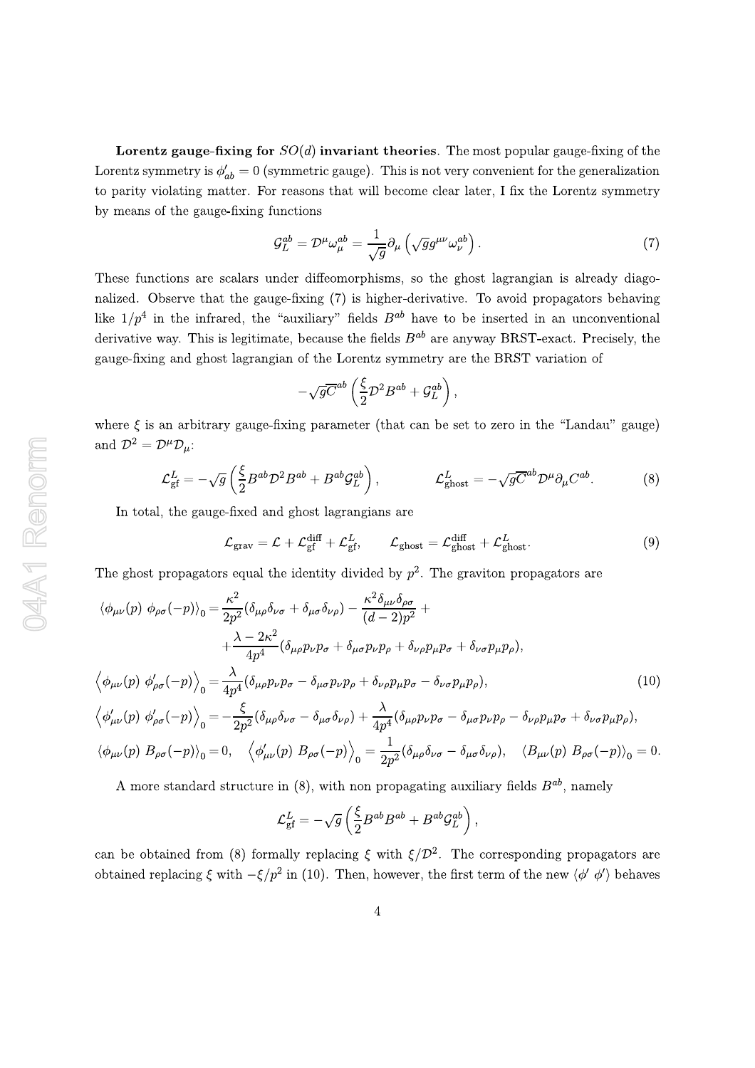**Lorentz gauge-fixing for $SO(d)$ invariant theories**. The most popular gauge-fixing of the Lorentz symmetry is $\phi'_{ab} = 0$ (symmetric gauge). This is not very convenient for the generalization to parity violating matter. For reasons that will become clear later, I fix the Lorentz symmetry by means of the gauge-fixing functions

$$\mathcal{G}_L^{ab} = \mathcal{D}^\mu \omega_\mu^{ab} = \frac{1}{\sqrt{g}} \partial_\mu \left( \sqrt{g} g^{\mu\nu} \omega_\nu^{ab} \right). \tag{7}$$

These functions are scalars under diffeomorphisms, so the ghost lagrangian is already diagonalized. Observe that the gauge-fixing (7) is higher-derivative. To avoid propagators behaving like $1/p^4$ in the infrared, the "auxiliary" fields $B^{ab}$ have to be inserted in an unconventional derivative way. This is legitimate, because the fields $B^{ab}$ are anyway BRST-exact. Precisely, the gauge-fixing and ghost lagrangian of the Lorentz symmetry are the BRST variation of

$$-\sqrt{g}\overline{C}^{ab}\left(\frac{\xi}{2}\mathcal{D}^2 B^{ab} + \mathcal{G}_L^{ab}\right),$$

where $\xi$ is an arbitrary gauge-fixing parameter (that can be set to zero in the "Landau" gauge) and $\mathcal{D}^2 = \mathcal{D}^\mu \mathcal{D}_\mu$:

$$\mathcal{L}_{\text{gf}}^L = -\sqrt{g}\left(\frac{\xi}{2} B^{ab}\mathcal{D}^2 B^{ab} + B^{ab}\mathcal{G}_L^{ab}\right), \qquad \mathcal{L}_{\text{ghost}}^L = -\sqrt{g}\overline{C}^{ab}\mathcal{D}^\mu \partial_\mu C^{ab}. \tag{8}$$

In total, the gauge-fixed and ghost lagrangians are

$$\mathcal{L}_{\text{grav}} = \mathcal{L} + \mathcal{L}_{\text{gf}}^{\text{diff}} + \mathcal{L}_{\text{gf}}^L, \qquad \mathcal{L}_{\text{ghost}} = \mathcal{L}_{\text{ghost}}^{\text{diff}} + \mathcal{L}_{\text{ghost}}^L. \tag{9}$$

The ghost propagators equal the identity divided by $p^2$. The graviton propagators are

$$\begin{aligned}
\langle \phi_{\mu\nu}(p)\ \phi_{\rho\sigma}(-p)\rangle_0 =& \frac{\kappa^2}{2p^2}(\delta_{\mu\rho}\delta_{\nu\sigma} + \delta_{\mu\sigma}\delta_{\nu\rho}) - \frac{\kappa^2 \delta_{\mu\nu}\delta_{\rho\sigma}}{(d-2)p^2} + \\
&+ \frac{\lambda - 2\kappa^2}{4p^4}(\delta_{\mu\rho}p_\nu p_\sigma + \delta_{\mu\sigma}p_\nu p_\rho + \delta_{\nu\rho}p_\mu p_\sigma + \delta_{\nu\sigma}p_\mu p_\rho), \\
\left\langle \phi_{\mu\nu}(p)\ \phi'_{\rho\sigma}(-p)\right\rangle_0 =& \frac{\lambda}{4p^4}(\delta_{\mu\rho}p_\nu p_\sigma - \delta_{\mu\sigma}p_\nu p_\rho + \delta_{\nu\rho}p_\mu p_\sigma - \delta_{\nu\sigma}p_\mu p_\rho), \\
\left\langle \phi'_{\mu\nu}(p)\ \phi'_{\rho\sigma}(-p)\right\rangle_0 =& -\frac{\xi}{2p^2}(\delta_{\mu\rho}\delta_{\nu\sigma} - \delta_{\mu\sigma}\delta_{\nu\rho}) + \frac{\lambda}{4p^4}(\delta_{\mu\rho}p_\nu p_\sigma - \delta_{\mu\sigma}p_\nu p_\rho - \delta_{\nu\rho}p_\mu p_\sigma + \delta_{\nu\sigma}p_\mu p_\rho), \\
\langle \phi_{\mu\nu}(p)\ B_{\rho\sigma}(-p)\rangle_0 =& 0, \quad \left\langle \phi'_{\mu\nu}(p)\ B_{\rho\sigma}(-p)\right\rangle_0 = \frac{1}{2p^2}(\delta_{\mu\rho}\delta_{\nu\sigma} - \delta_{\mu\sigma}\delta_{\nu\rho}), \quad \langle B_{\mu\nu}(p)\ B_{\rho\sigma}(-p)\rangle_0 = 0.
\end{aligned} \tag{10}$$

A more standard structure in (8), with non propagating auxiliary fields $B^{ab}$, namely

$$\mathcal{L}_{\text{gf}}^L = -\sqrt{g}\left(\frac{\xi}{2} B^{ab} B^{ab} + B^{ab}\mathcal{G}_L^{ab}\right),$$

can be obtained from (8) formally replacing $\xi$ with $\xi/\mathcal{D}^2$. The corresponding propagators are obtained replacing $\xi$ with $-\xi/p^2$ in (10). Then, however, the first term of the new $\langle \phi'\ \phi'\rangle$ behaves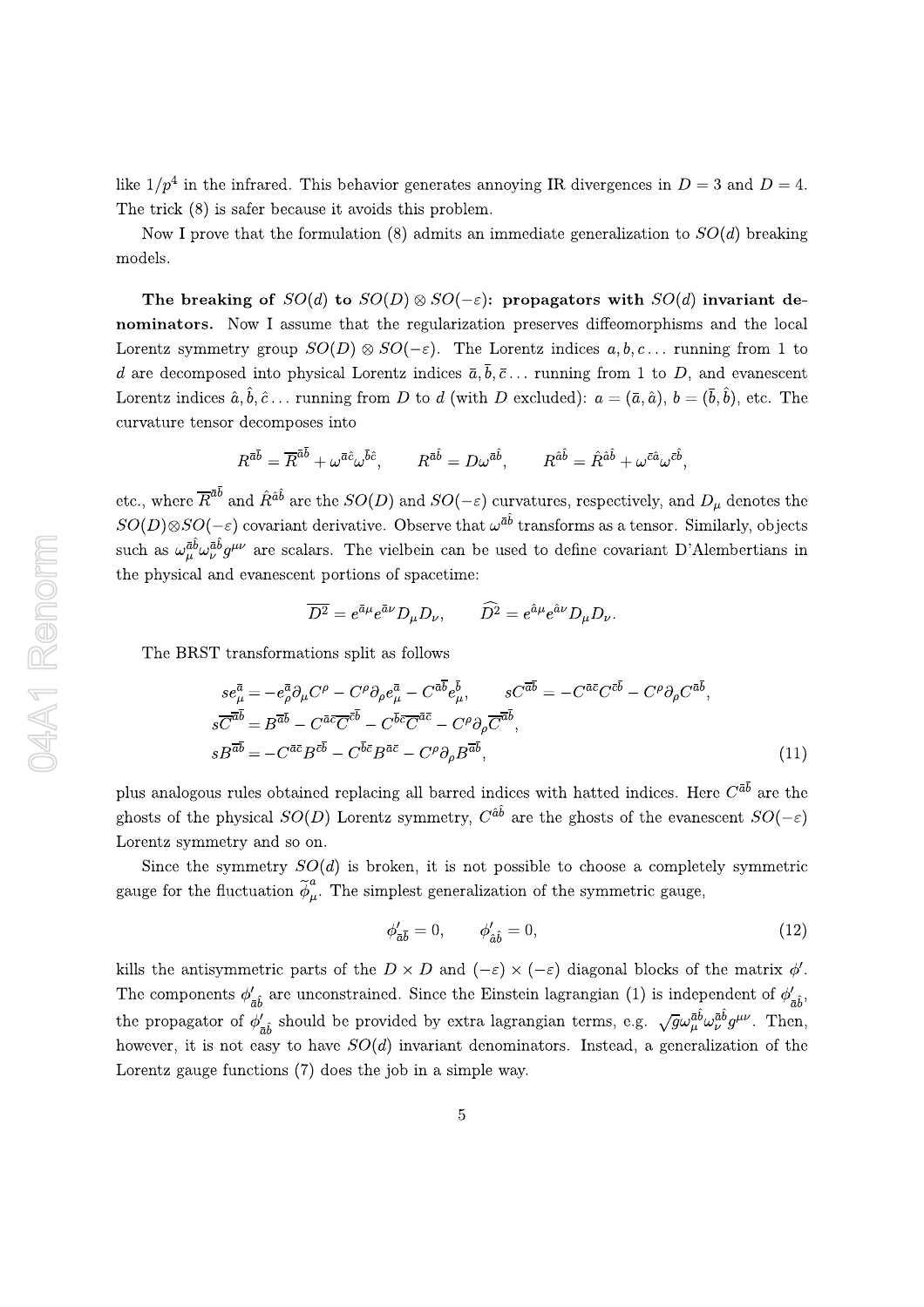like $1/p^4$ in the infrared. This behavior generates annoying IR divergences in $D=3$ and $D=4$. The trick (8) is safer because it avoids this problem.

Now I prove that the formulation (8) admits an immediate generalization to $SO(d)$ breaking models.

**The breaking of $SO(d)$ to $SO(D)\otimes SO(-\varepsilon)$: propagators with $SO(d)$ invariant denominators.** Now I assume that the regularization preserves diffeomorphisms and the local Lorentz symmetry group $SO(D)\otimes SO(-\varepsilon)$. The Lorentz indices $a,b,c\ldots$ running from 1 to $d$ are decomposed into physical Lorentz indices $\bar{a},\bar{b},\bar{c}\ldots$ running from 1 to $D$, and evanescent Lorentz indices $\hat{a},\hat{b},\hat{c}\ldots$ running from $D$ to $d$ (with $D$ excluded): $a=(\bar{a},\hat{a})$, $b=(\bar{b},\hat{b})$, etc. The curvature tensor decomposes into

$$R^{\bar{a}\bar{b}}=\overline{R}^{\bar{a}\bar{b}}+\omega^{\bar{a}\hat{c}}\omega^{\bar{b}\hat{c}},\qquad R^{\bar{a}\hat{b}}=D\omega^{\bar{a}\hat{b}},\qquad R^{\hat{a}\hat{b}}=\hat{R}^{\hat{a}\hat{b}}+\omega^{\bar{c}\hat{a}}\omega^{\bar{c}\hat{b}},$$

etc., where $\overline{R}^{\bar{a}\bar{b}}$ and $\hat{R}^{\hat{a}\hat{b}}$ are the $SO(D)$ and $SO(-\varepsilon)$ curvatures, respectively, and $D_\mu$ denotes the $SO(D)\otimes SO(-\varepsilon)$ covariant derivative. Observe that $\omega^{\bar{a}\hat{b}}$ transforms as a tensor. Similarly, objects such as $\omega_\mu^{\bar{a}\hat{b}}\omega_\nu^{\bar{a}\hat{b}}g^{\mu\nu}$ are scalars. The vielbein can be used to define covariant D'Alembertians in the physical and evanescent portions of spacetime:

$$\overline{D^2}=e^{\bar{a}\mu}e^{\bar{a}\nu}D_\mu D_\nu,\qquad \widehat{D^2}=e^{\hat{a}\mu}e^{\hat{a}\nu}D_\mu D_\nu.$$

The BRST transformations split as follows

$$\begin{aligned}
&se^{\bar{a}}_\mu=-e^{\bar{a}}_\rho\partial_\mu C^\rho-C^\rho\partial_\rho e^{\bar{a}}_\mu-C^{\overline{a}\overline{b}}e^{\bar{b}}_\mu,\qquad sC^{\overline{a}\overline{b}}=-C^{\bar{a}\bar{c}}C^{\bar{c}\bar{b}}-C^\rho\partial_\rho C^{\bar{a}\bar{b}},\\
&s\overline{C}^{\overline{a}\overline{b}}=B^{\overline{a}\overline{b}}-C^{\bar{a}\bar{c}}\overline{C}^{\bar{c}\bar{b}}-C^{\bar{b}\bar{c}}\overline{C}^{\bar{a}\bar{c}}-C^\rho\partial_\rho\overline{C}^{\overline{a}\overline{b}},\\
&sB^{\overline{a}\overline{b}}=-C^{\bar{a}\bar{c}}B^{\bar{c}\bar{b}}-C^{\bar{b}\bar{c}}B^{\bar{a}\bar{c}}-C^\rho\partial_\rho B^{\overline{a}\overline{b}},
\end{aligned}\tag{11}$$

plus analogous rules obtained replacing all barred indices with hatted indices. Here $C^{\bar{a}\bar{b}}$ are the ghosts of the physical $SO(D)$ Lorentz symmetry, $C^{\hat{a}\hat{b}}$ are the ghosts of the evanescent $SO(-\varepsilon)$ Lorentz symmetry and so on.

Since the symmetry $SO(d)$ is broken, it is not possible to choose a completely symmetric gauge for the fluctuation $\widetilde{\phi}^a_\mu$. The simplest generalization of the symmetric gauge,

$$\phi'_{\bar{a}\bar{b}}=0,\qquad \phi'_{\hat{a}\hat{b}}=0,\tag{12}$$

kills the antisymmetric parts of the $D\times D$ and $(-\varepsilon)\times(-\varepsilon)$ diagonal blocks of the matrix $\phi'$. The components $\phi'_{\bar{a}\hat{b}}$ are unconstrained. Since the Einstein lagrangian (1) is independent of $\phi'_{\bar{a}\hat{b}}$, the propagator of $\phi'_{\bar{a}\hat{b}}$ should be provided by extra lagrangian terms, e.g. $\sqrt{g}\omega_\mu^{\bar{a}\hat{b}}\omega_\nu^{\bar{a}\hat{b}}g^{\mu\nu}$. Then, however, it is not easy to have $SO(d)$ invariant denominators. Instead, a generalization of the Lorentz gauge functions (7) does the job in a simple way.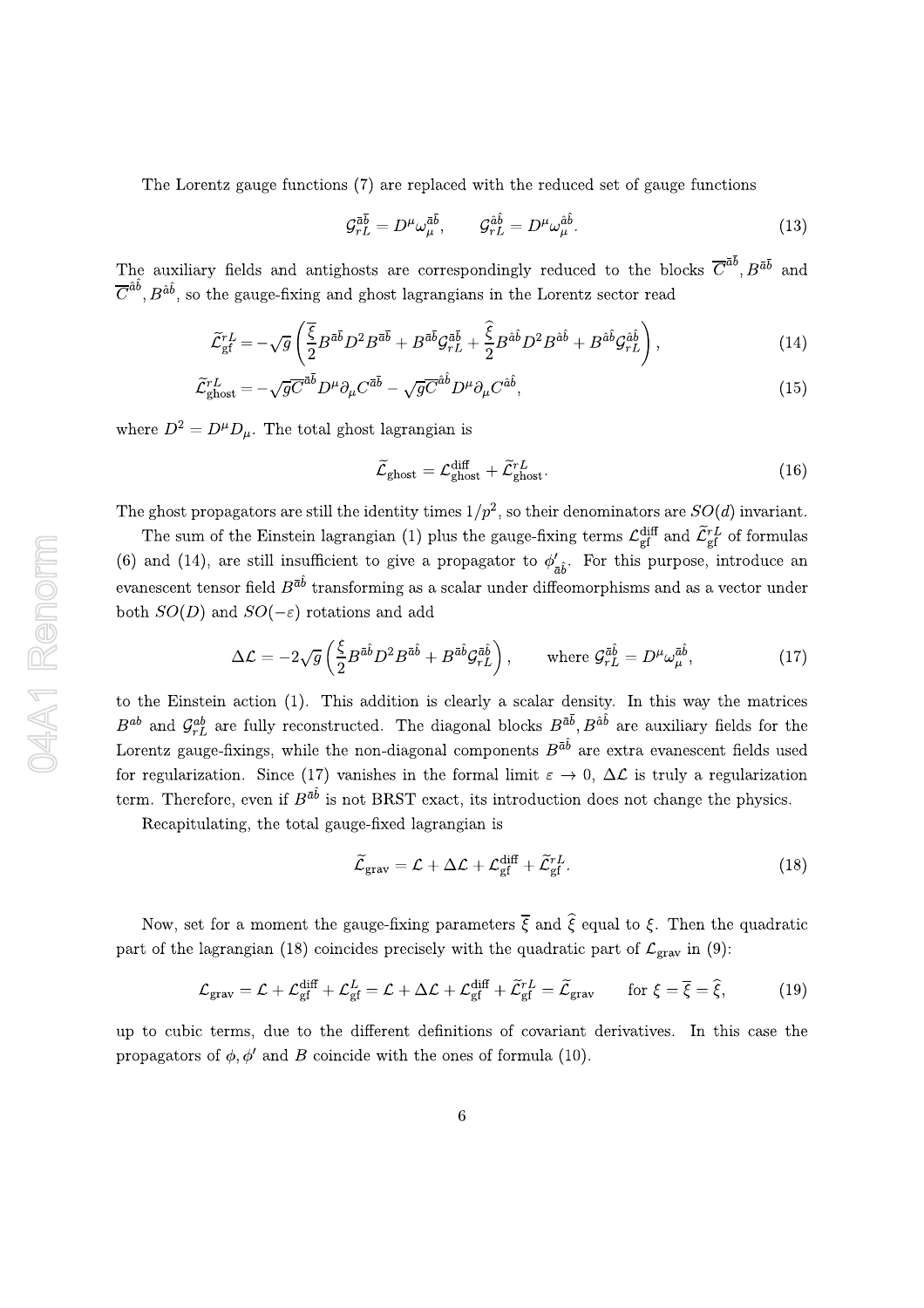The Lorentz gauge functions (7) are replaced with the reduced set of gauge functions

$$\mathcal{G}_{rL}^{\bar{a}\bar{b}} = D^{\mu}\omega_{\mu}^{\bar{a}\bar{b}}, \qquad \mathcal{G}_{rL}^{\hat{a}\hat{b}} = D^{\mu}\omega_{\mu}^{\hat{a}\hat{b}}. \tag{13}$$

The auxiliary fields and antighosts are correspondingly reduced to the blocks $\overline{C}^{\bar{a}\bar{b}}, B^{\bar{a}\bar{b}}$ and $\overline{C}^{\hat{a}\hat{b}}, B^{\hat{a}\hat{b}}$, so the gauge-fixing and ghost lagrangians in the Lorentz sector read

$$\widetilde{\mathcal{L}}_{\text{gf}}^{rL} = -\sqrt{g}\left(\frac{\overline{\xi}}{2}B^{\bar{a}\bar{b}}D^2B^{\bar{a}\bar{b}} + B^{\bar{a}\bar{b}}\mathcal{G}_{rL}^{\bar{a}\bar{b}} + \frac{\widehat{\xi}}{2}B^{\hat{a}\hat{b}}D^2B^{\hat{a}\hat{b}} + B^{\hat{a}\hat{b}}\mathcal{G}_{rL}^{\hat{a}\hat{b}}\right), \tag{14}$$

$$\widetilde{\mathcal{L}}_{\text{ghost}}^{rL} = -\sqrt{g}\overline{C}^{\bar{a}\bar{b}}D^{\mu}\partial_{\mu}C^{\bar{a}\bar{b}} - \sqrt{g}\overline{C}^{\hat{a}\hat{b}}D^{\mu}\partial_{\mu}C^{\hat{a}\hat{b}}, \tag{15}$$

where $D^2 = D^{\mu}D_{\mu}$. The total ghost lagrangian is

$$\widetilde{\mathcal{L}}_{\text{ghost}} = \mathcal{L}_{\text{ghost}}^{\text{diff}} + \widetilde{\mathcal{L}}_{\text{ghost}}^{rL}. \tag{16}$$

The ghost propagators are still the identity times $1/p^2$, so their denominators are $SO(d)$ invariant.

The sum of the Einstein lagrangian (1) plus the gauge-fixing terms $\mathcal{L}_{\text{gf}}^{\text{diff}}$ and $\widetilde{\mathcal{L}}_{\text{gf}}^{rL}$ of formulas (6) and (14), are still insufficient to give a propagator to $\phi'_{\bar{a}\hat{b}}$. For this purpose, introduce an evanescent tensor field $B^{\bar{a}\hat{b}}$ transforming as a scalar under diffeomorphisms and as a vector under both $SO(D)$ and $SO(-\varepsilon)$ rotations and add

$$\Delta\mathcal{L} = -2\sqrt{g}\left(\frac{\xi}{2}B^{\bar{a}\hat{b}}D^2B^{\bar{a}\hat{b}} + B^{\bar{a}\hat{b}}\mathcal{G}_{rL}^{\bar{a}\hat{b}}\right), \qquad \text{where } \mathcal{G}_{rL}^{\bar{a}\hat{b}} = D^{\mu}\omega_{\mu}^{\bar{a}\hat{b}}, \tag{17}$$

to the Einstein action (1). This addition is clearly a scalar density. In this way the matrices $B^{ab}$ and $\mathcal{G}_{rL}^{ab}$ are fully reconstructed. The diagonal blocks $B^{\bar{a}\bar{b}}, B^{\hat{a}\hat{b}}$ are auxiliary fields for the Lorentz gauge-fixings, while the non-diagonal components $B^{\bar{a}\hat{b}}$ are extra evanescent fields used for regularization. Since (17) vanishes in the formal limit $\varepsilon \to 0$, $\Delta\mathcal{L}$ is truly a regularization term. Therefore, even if $B^{\bar{a}\hat{b}}$ is not BRST exact, its introduction does not change the physics.

Recapitulating, the total gauge-fixed lagrangian is

$$\widetilde{\mathcal{L}}_{\text{grav}} = \mathcal{L} + \Delta\mathcal{L} + \mathcal{L}_{\text{gf}}^{\text{diff}} + \widetilde{\mathcal{L}}_{\text{gf}}^{rL}. \tag{18}$$

Now, set for a moment the gauge-fixing parameters $\overline{\xi}$ and $\widehat{\xi}$ equal to $\xi$. Then the quadratic part of the lagrangian (18) coincides precisely with the quadratic part of $\mathcal{L}_{\text{grav}}$ in (9):

$$\mathcal{L}_{\text{grav}} = \mathcal{L} + \mathcal{L}_{\text{gf}}^{\text{diff}} + \mathcal{L}_{\text{gf}}^{L} = \mathcal{L} + \Delta\mathcal{L} + \mathcal{L}_{\text{gf}}^{\text{diff}} + \widetilde{\mathcal{L}}_{\text{gf}}^{rL} = \widetilde{\mathcal{L}}_{\text{grav}} \qquad \text{for } \xi = \overline{\xi} = \widehat{\xi}, \tag{19}$$

up to cubic terms, due to the different definitions of covariant derivatives. In this case the propagators of $\phi, \phi'$ and $B$ coincide with the ones of formula (10).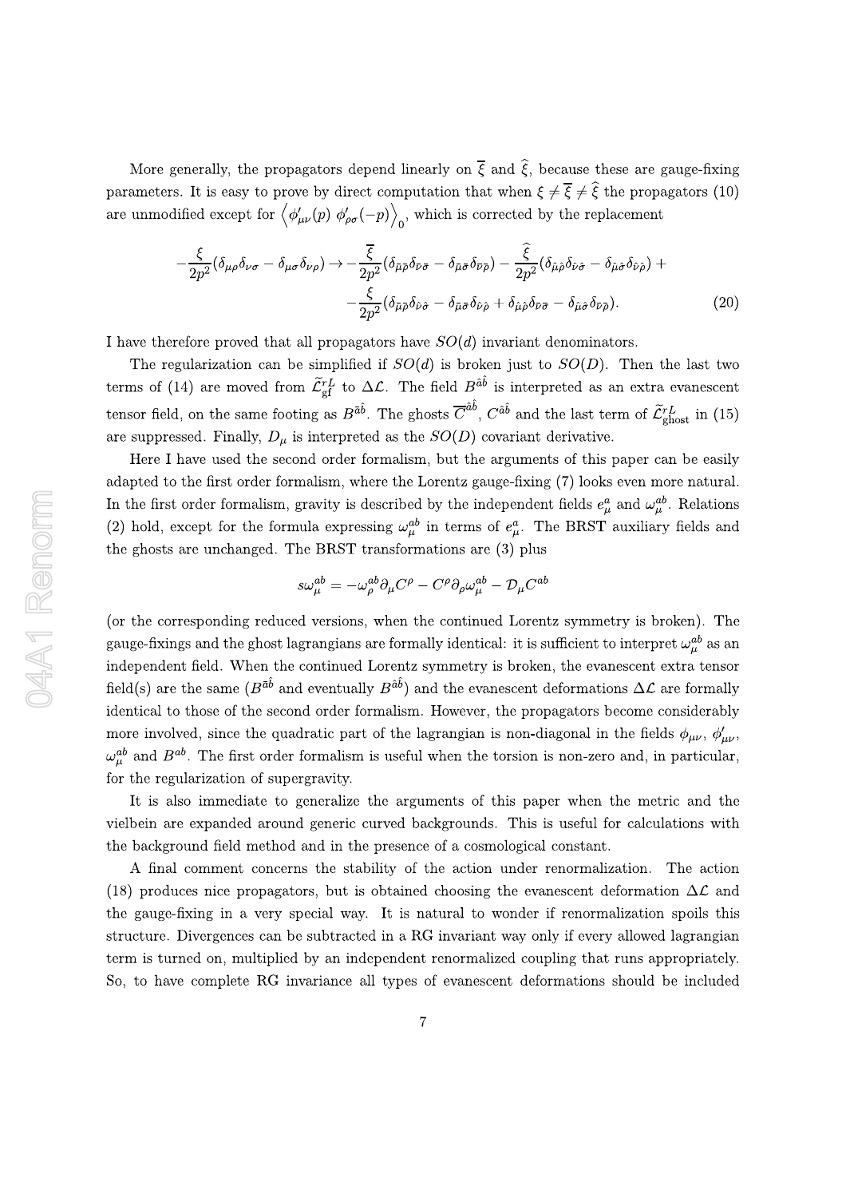More generally, the propagators depend linearly on $\overline{\xi}$ and $\widehat{\xi}$, because these are gauge-fixing parameters. It is easy to prove by direct computation that when $\xi \neq \overline{\xi} \neq \widehat{\xi}$ the propagators (10) are unmodified except for $\left\langle \phi'_{\mu\nu}(p)\ \phi'_{\rho\sigma}(-p)\right\rangle_0$, which is corrected by the replacement

$$
-\frac{\xi}{2p^2}(\delta_{\mu\rho}\delta_{\nu\sigma}-\delta_{\mu\sigma}\delta_{\nu\rho}) \rightarrow -\frac{\overline{\xi}}{2p^2}(\delta_{\bar{\mu}\bar{\rho}}\delta_{\bar{\nu}\bar{\sigma}}-\delta_{\bar{\mu}\bar{\sigma}}\delta_{\bar{\nu}\bar{\rho}}) - \frac{\widehat{\xi}}{2p^2}(\delta_{\hat{\mu}\hat{\rho}}\delta_{\hat{\nu}\hat{\sigma}}-\delta_{\hat{\mu}\hat{\sigma}}\delta_{\hat{\nu}\hat{\rho}}) + \\
-\frac{\xi}{2p^2}(\delta_{\bar{\mu}\bar{\rho}}\delta_{\hat{\nu}\hat{\sigma}}-\delta_{\bar{\mu}\bar{\sigma}}\delta_{\hat{\nu}\hat{\rho}}+\delta_{\hat{\mu}\hat{\rho}}\delta_{\bar{\nu}\bar{\sigma}}-\delta_{\hat{\mu}\hat{\sigma}}\delta_{\bar{\nu}\bar{\rho}}). \qquad (20)
$$

I have therefore proved that all propagators have $SO(d)$ invariant denominators.

The regularization can be simplified if $SO(d)$ is broken just to $SO(D)$. Then the last two terms of (14) are moved from $\widetilde{\mathcal{L}}_{\text{gf}}^{rL}$ to $\Delta\mathcal{L}$. The field $B^{\hat{a}\hat{b}}$ is interpreted as an extra evanescent tensor field, on the same footing as $B^{\bar{a}\hat{b}}$. The ghosts $\overline{C}^{\hat{a}\hat{b}}$, $C^{\hat{a}\hat{b}}$ and the last term of $\widetilde{\mathcal{L}}_{\text{ghost}}^{rL}$ in (15) are suppressed. Finally, $D_\mu$ is interpreted as the $SO(D)$ covariant derivative.

Here I have used the second order formalism, but the arguments of this paper can be easily adapted to the first order formalism, where the Lorentz gauge-fixing (7) looks even more natural. In the first order formalism, gravity is described by the independent fields $e_\mu^a$ and $\omega_\mu^{ab}$. Relations (2) hold, except for the formula expressing $\omega_\mu^{ab}$ in terms of $e_\mu^a$. The BRST auxiliary fields and the ghosts are unchanged. The BRST transformations are (3) plus

$$
s\omega_\mu^{ab} = -\omega_\rho^{ab}\partial_\mu C^\rho - C^\rho\partial_\rho\omega_\mu^{ab} - \mathcal{D}_\mu C^{ab}
$$

(or the corresponding reduced versions, when the continued Lorentz symmetry is broken). The gauge-fixings and the ghost lagrangians are formally identical: it is sufficient to interpret $\omega_\mu^{ab}$ as an independent field. When the continued Lorentz symmetry is broken, the evanescent extra tensor field(s) are the same ($B^{\bar{a}\hat{b}}$ and eventually $B^{\hat{a}\hat{b}}$) and the evanescent deformations $\Delta\mathcal{L}$ are formally identical to those of the second order formalism. However, the propagators become considerably more involved, since the quadratic part of the lagrangian is non-diagonal in the fields $\phi_{\mu\nu}$, $\phi'_{\mu\nu}$, $\omega_\mu^{ab}$ and $B^{ab}$. The first order formalism is useful when the torsion is non-zero and, in particular, for the regularization of supergravity.

It is also immediate to generalize the arguments of this paper when the metric and the vielbein are expanded around generic curved backgrounds. This is useful for calculations with the background field method and in the presence of a cosmological constant.

A final comment concerns the stability of the action under renormalization. The action (18) produces nice propagators, but is obtained choosing the evanescent deformation $\Delta\mathcal{L}$ and the gauge-fixing in a very special way. It is natural to wonder if renormalization spoils this structure. Divergences can be subtracted in a RG invariant way only if every allowed lagrangian term is turned on, multiplied by an independent renormalized coupling that runs appropriately. So, to have complete RG invariance all types of evanescent deformations should be included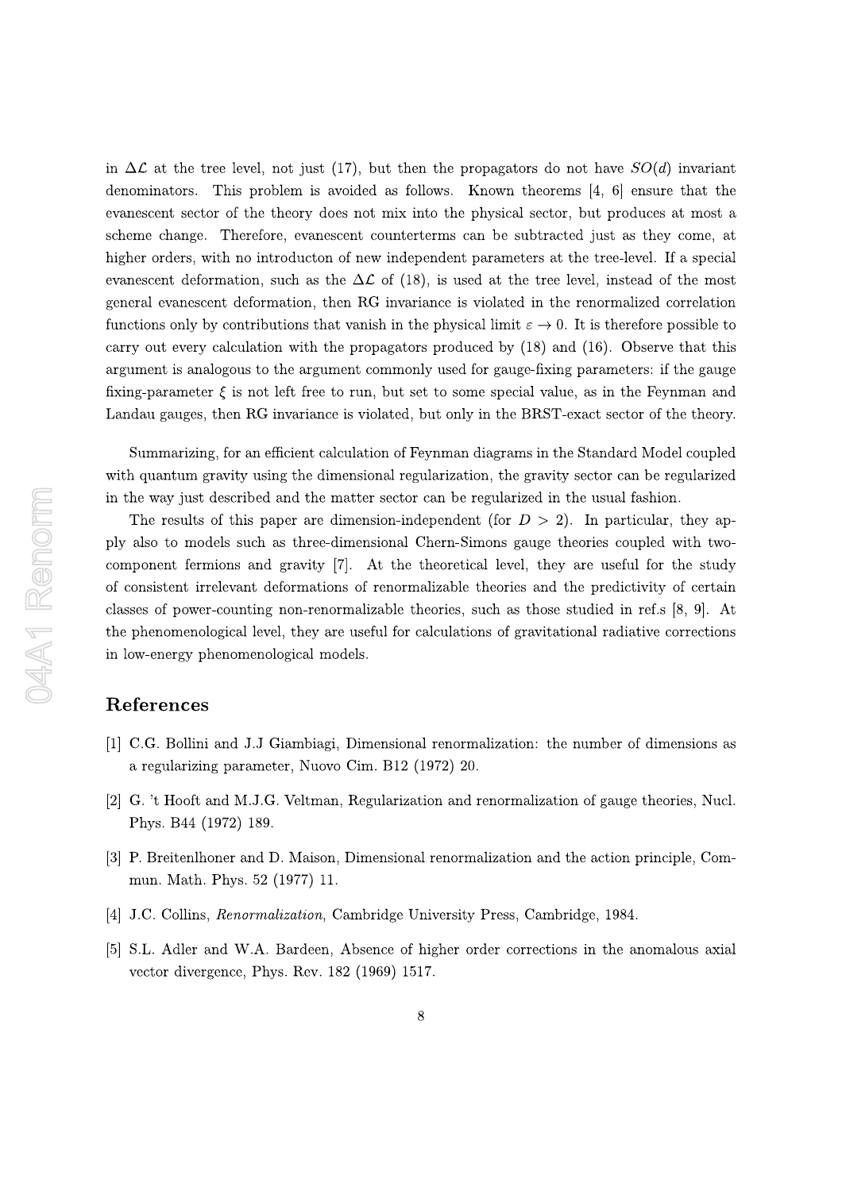in $\Delta\mathcal{L}$ at the tree level, not just (17), but then the propagators do not have $SO(d)$ invariant denominators. This problem is avoided as follows. Known theorems [4, 6] ensure that the evanescent sector of the theory does not mix into the physical sector, but produces at most a scheme change. Therefore, evanescent counterterms can be subtracted just as they come, at higher orders, with no introducton of new independent parameters at the tree-level. If a special evanescent deformation, such as the $\Delta\mathcal{L}$ of (18), is used at the tree level, instead of the most general evanescent deformation, then RG invariance is violated in the renormalized correlation functions only by contributions that vanish in the physical limit $\varepsilon \to 0$. It is therefore possible to carry out every calculation with the propagators produced by (18) and (16). Observe that this argument is analogous to the argument commonly used for gauge-fixing parameters: if the gauge fixing-parameter $\xi$ is not left free to run, but set to some special value, as in the Feynman and Landau gauges, then RG invariance is violated, but only in the BRST-exact sector of the theory.

Summarizing, for an efficient calculation of Feynman diagrams in the Standard Model coupled with quantum gravity using the dimensional regularization, the gravity sector can be regularized in the way just described and the matter sector can be regularized in the usual fashion.

The results of this paper are dimension-independent (for $D > 2$). In particular, they apply also to models such as three-dimensional Chern-Simons gauge theories coupled with two-component fermions and gravity [7]. At the theoretical level, they are useful for the study of consistent irrelevant deformations of renormalizable theories and the predictivity of certain classes of power-counting non-renormalizable theories, such as those studied in ref.s [8, 9]. At the phenomenological level, they are useful for calculations of gravitational radiative corrections in low-energy phenomenological models.

## References

[1] C.G. Bollini and J.J Giambiagi, Dimensional renormalization: the number of dimensions as a regularizing parameter, Nuovo Cim. B12 (1972) 20.

[2] G. 't Hooft and M.J.G. Veltman, Regularization and renormalization of gauge theories, Nucl. Phys. B44 (1972) 189.

[3] P. Breitenlhoner and D. Maison, Dimensional renormalization and the action principle, Commun. Math. Phys. 52 (1977) 11.

[4] J.C. Collins, *Renormalization*, Cambridge University Press, Cambridge, 1984.

[5] S.L. Adler and W.A. Bardeen, Absence of higher order corrections in the anomalous axial vector divergence, Phys. Rev. 182 (1969) 1517.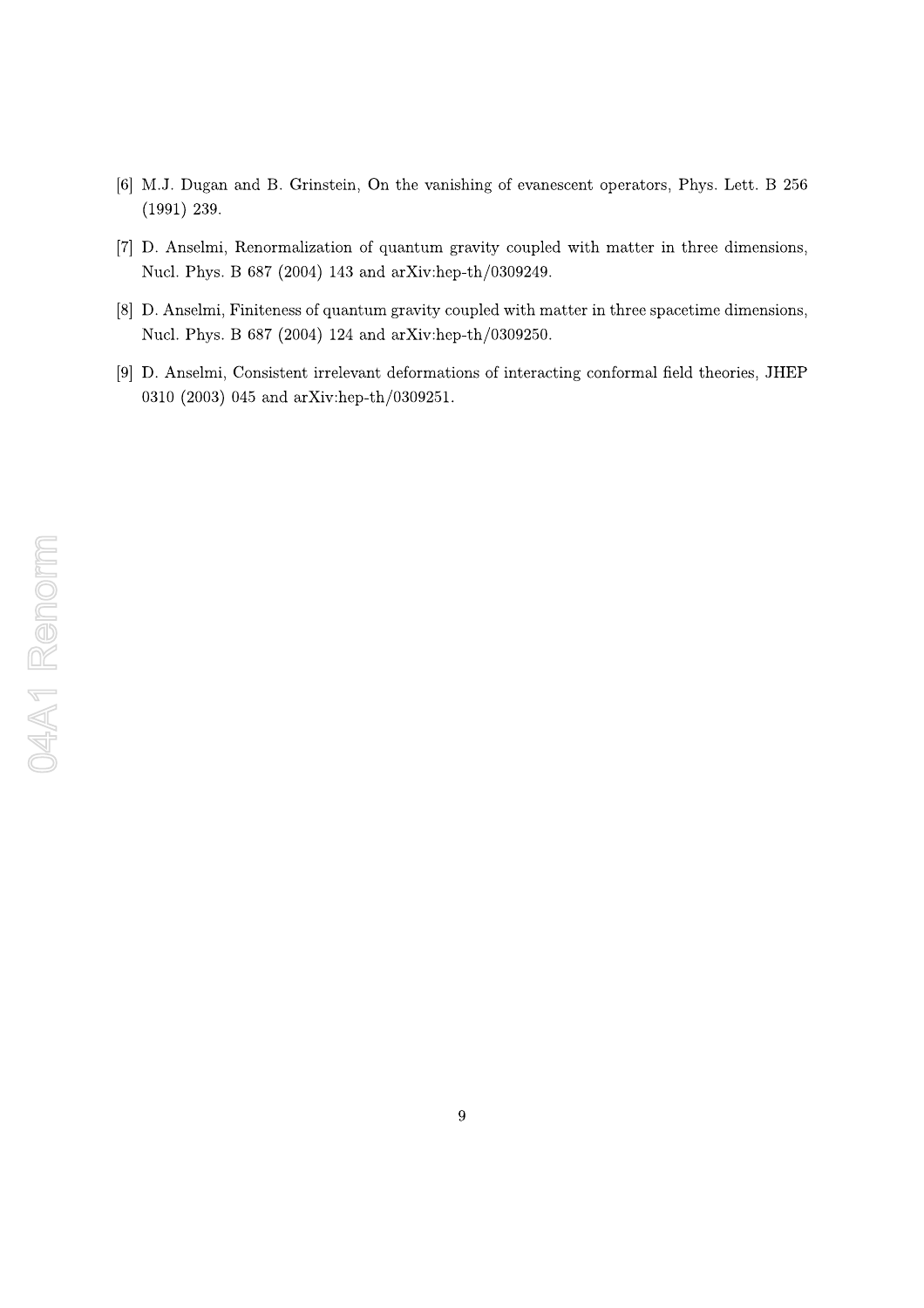[6] M.J. Dugan and B. Grinstein, On the vanishing of evanescent operators, Phys. Lett. B 256 (1991) 239.

[7] D. Anselmi, Renormalization of quantum gravity coupled with matter in three dimensions, Nucl. Phys. B 687 (2004) 143 and arXiv:hep-th/0309249.

[8] D. Anselmi, Finiteness of quantum gravity coupled with matter in three spacetime dimensions, Nucl. Phys. B 687 (2004) 124 and arXiv:hep-th/0309250.

[9] D. Anselmi, Consistent irrelevant deformations of interacting conformal field theories, JHEP 0310 (2003) 045 and arXiv:hep-th/0309251.